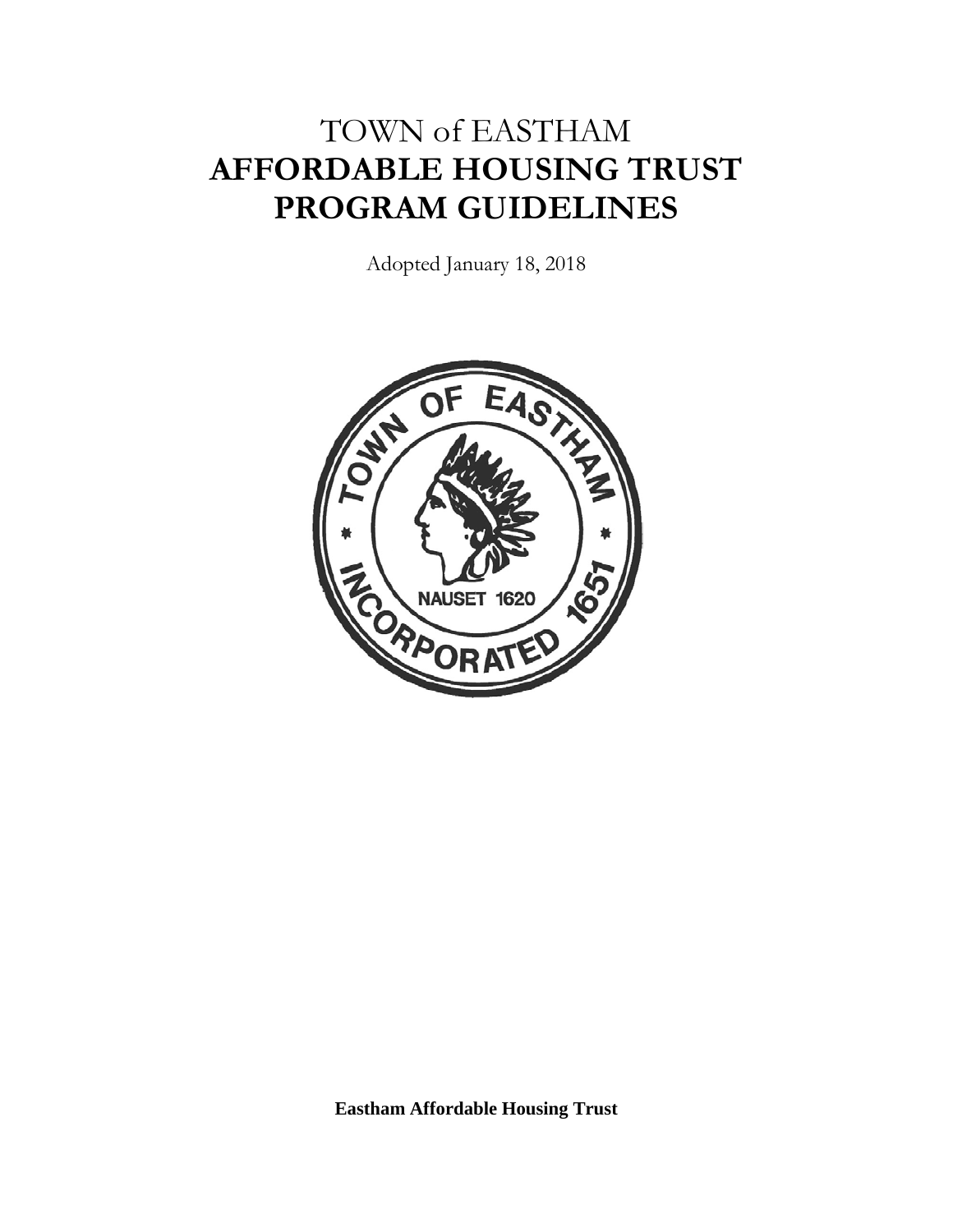# TOWN of EASTHAM
# AFFORDABLE HOUSING TRUST PROGRAM GUIDELINES

Adopted January 18, 2018

**Eastham Affordable Housing Trust**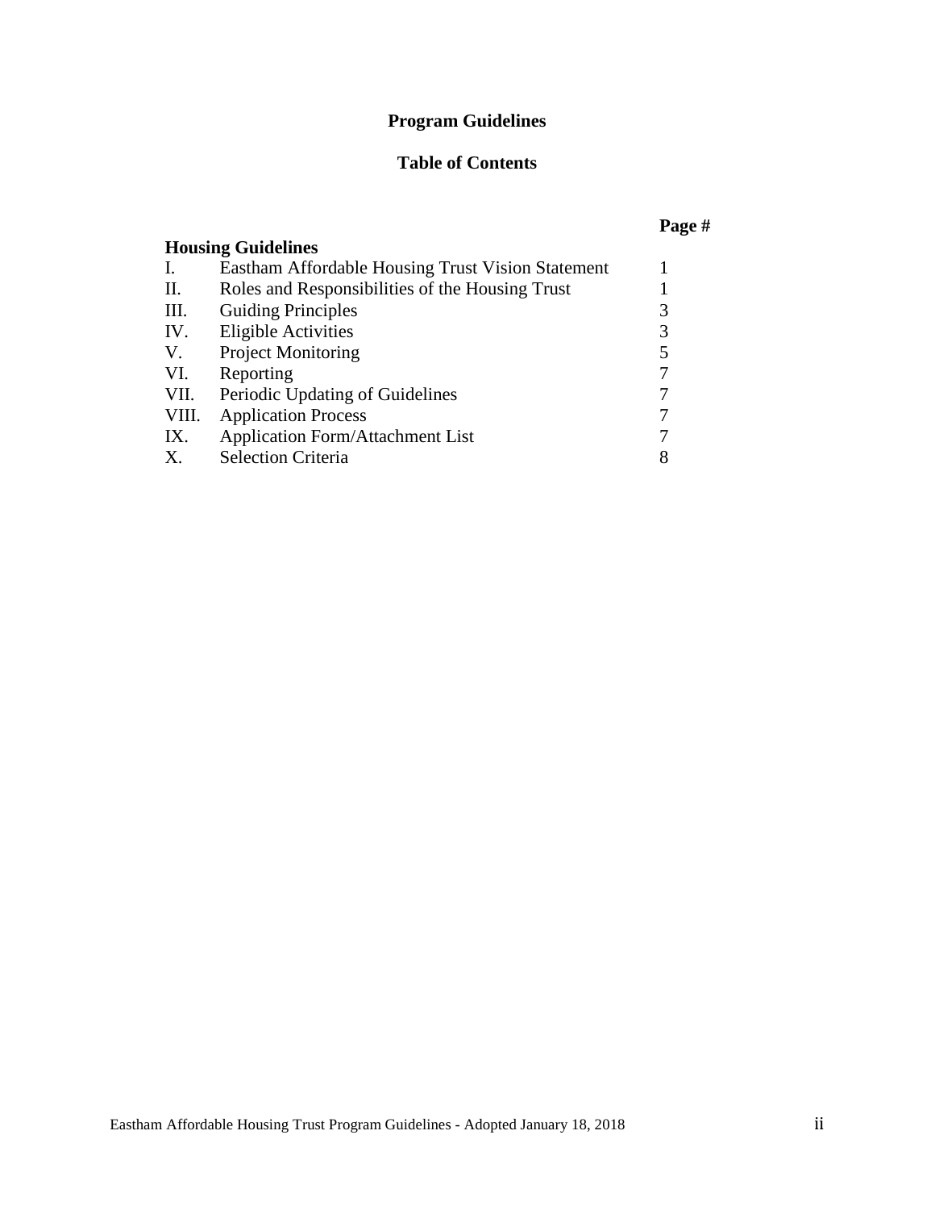# Program Guidelines

## Table of Contents

| | | Page # |
|---|---|---|
| **Housing Guidelines** | | |
| I. | Eastham Affordable Housing Trust Vision Statement | 1 |
| II. | Roles and Responsibilities of the Housing Trust | 1 |
| III. | Guiding Principles | 3 |
| IV. | Eligible Activities | 3 |
| V. | Project Monitoring | 5 |
| VI. | Reporting | 7 |
| VII. | Periodic Updating of Guidelines | 7 |
| VIII. | Application Process | 7 |
| IX. | Application Form/Attachment List | 7 |
| X. | Selection Criteria | 8 |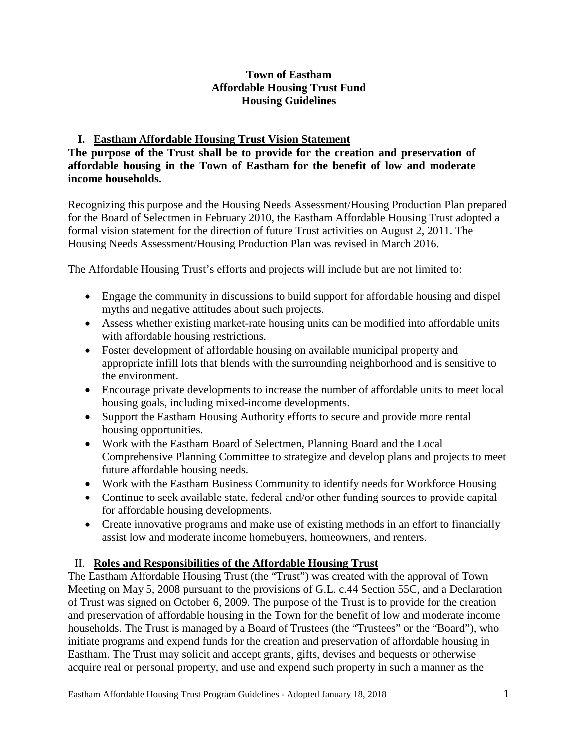**Town of Eastham**
**Affordable Housing Trust Fund**
**Housing Guidelines**

## I. Eastham Affordable Housing Trust Vision Statement

**The purpose of the Trust shall be to provide for the creation and preservation of affordable housing in the Town of Eastham for the benefit of low and moderate income households.**

Recognizing this purpose and the Housing Needs Assessment/Housing Production Plan prepared for the Board of Selectmen in February 2010, the Eastham Affordable Housing Trust adopted a formal vision statement for the direction of future Trust activities on August 2, 2011. The Housing Needs Assessment/Housing Production Plan was revised in March 2016.

The Affordable Housing Trust's efforts and projects will include but are not limited to:

- Engage the community in discussions to build support for affordable housing and dispel myths and negative attitudes about such projects.
- Assess whether existing market-rate housing units can be modified into affordable units with affordable housing restrictions.
- Foster development of affordable housing on available municipal property and appropriate infill lots that blends with the surrounding neighborhood and is sensitive to the environment.
- Encourage private developments to increase the number of affordable units to meet local housing goals, including mixed-income developments.
- Support the Eastham Housing Authority efforts to secure and provide more rental housing opportunities.
- Work with the Eastham Board of Selectmen, Planning Board and the Local Comprehensive Planning Committee to strategize and develop plans and projects to meet future affordable housing needs.
- Work with the Eastham Business Community to identify needs for Workforce Housing
- Continue to seek available state, federal and/or other funding sources to provide capital for affordable housing developments.
- Create innovative programs and make use of existing methods in an effort to financially assist low and moderate income homebuyers, homeowners, and renters.

## II. Roles and Responsibilities of the Affordable Housing Trust

The Eastham Affordable Housing Trust (the "Trust") was created with the approval of Town Meeting on May 5, 2008 pursuant to the provisions of G.L. c.44 Section 55C, and a Declaration of Trust was signed on October 6, 2009. The purpose of the Trust is to provide for the creation and preservation of affordable housing in the Town for the benefit of low and moderate income households. The Trust is managed by a Board of Trustees (the "Trustees" or the "Board"), who initiate programs and expend funds for the creation and preservation of affordable housing in Eastham. The Trust may solicit and accept grants, gifts, devises and bequests or otherwise acquire real or personal property, and use and expend such property in such a manner as the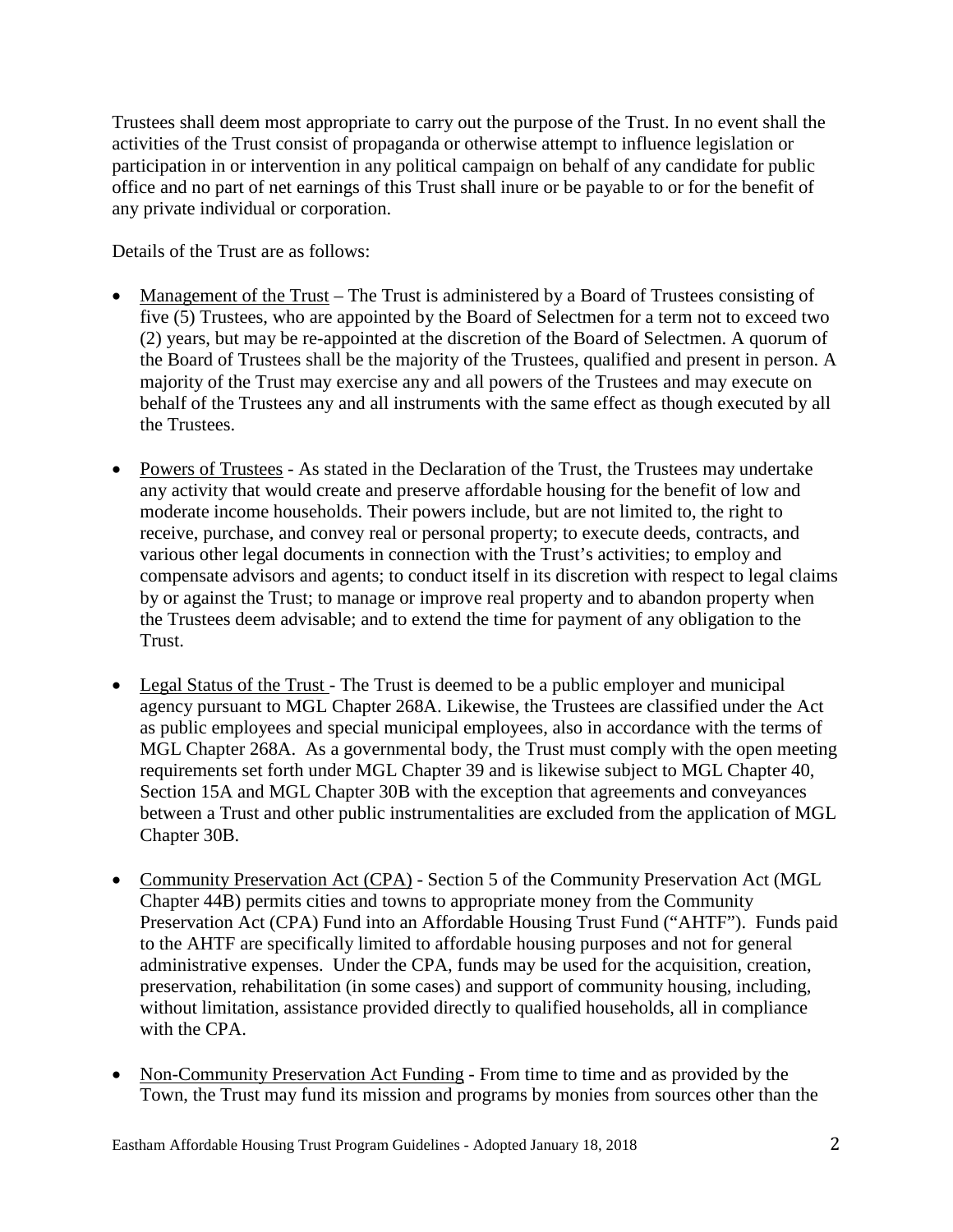Trustees shall deem most appropriate to carry out the purpose of the Trust. In no event shall the activities of the Trust consist of propaganda or otherwise attempt to influence legislation or participation in or intervention in any political campaign on behalf of any candidate for public office and no part of net earnings of this Trust shall inure or be payable to or for the benefit of any private individual or corporation.

Details of the Trust are as follows:

- Management of the Trust – The Trust is administered by a Board of Trustees consisting of five (5) Trustees, who are appointed by the Board of Selectmen for a term not to exceed two (2) years, but may be re-appointed at the discretion of the Board of Selectmen. A quorum of the Board of Trustees shall be the majority of the Trustees, qualified and present in person. A majority of the Trust may exercise any and all powers of the Trustees and may execute on behalf of the Trustees any and all instruments with the same effect as though executed by all the Trustees.

- Powers of Trustees - As stated in the Declaration of the Trust, the Trustees may undertake any activity that would create and preserve affordable housing for the benefit of low and moderate income households. Their powers include, but are not limited to, the right to receive, purchase, and convey real or personal property; to execute deeds, contracts, and various other legal documents in connection with the Trust's activities; to employ and compensate advisors and agents; to conduct itself in its discretion with respect to legal claims by or against the Trust; to manage or improve real property and to abandon property when the Trustees deem advisable; and to extend the time for payment of any obligation to the Trust.

- Legal Status of the Trust - The Trust is deemed to be a public employer and municipal agency pursuant to MGL Chapter 268A. Likewise, the Trustees are classified under the Act as public employees and special municipal employees, also in accordance with the terms of MGL Chapter 268A. As a governmental body, the Trust must comply with the open meeting requirements set forth under MGL Chapter 39 and is likewise subject to MGL Chapter 40, Section 15A and MGL Chapter 30B with the exception that agreements and conveyances between a Trust and other public instrumentalities are excluded from the application of MGL Chapter 30B.

- Community Preservation Act (CPA) - Section 5 of the Community Preservation Act (MGL Chapter 44B) permits cities and towns to appropriate money from the Community Preservation Act (CPA) Fund into an Affordable Housing Trust Fund ("AHTF"). Funds paid to the AHTF are specifically limited to affordable housing purposes and not for general administrative expenses. Under the CPA, funds may be used for the acquisition, creation, preservation, rehabilitation (in some cases) and support of community housing, including, without limitation, assistance provided directly to qualified households, all in compliance with the CPA.

- Non-Community Preservation Act Funding - From time to time and as provided by the Town, the Trust may fund its mission and programs by monies from sources other than the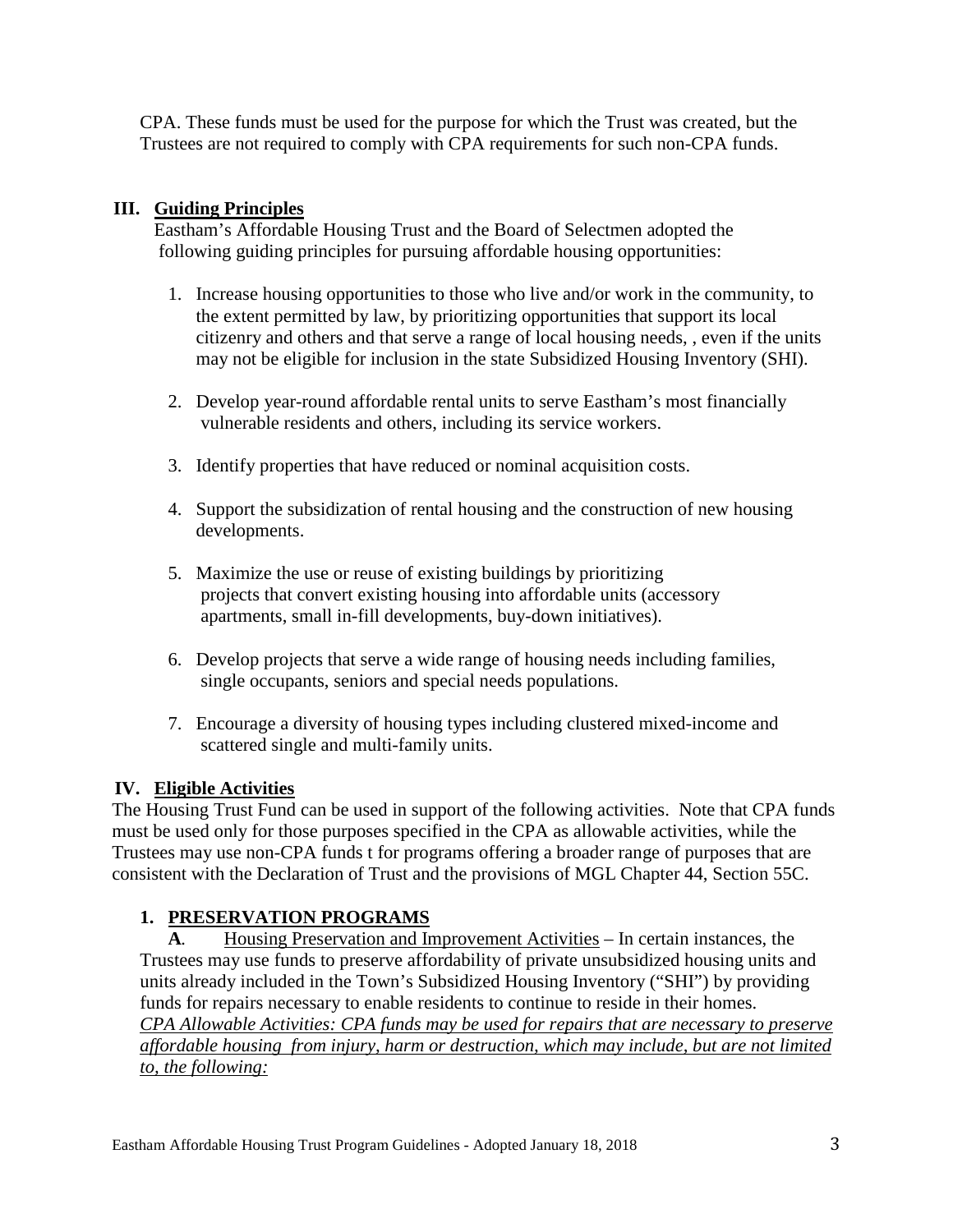CPA. These funds must be used for the purpose for which the Trust was created, but the Trustees are not required to comply with CPA requirements for such non-CPA funds.

## III. Guiding Principles

Eastham's Affordable Housing Trust and the Board of Selectmen adopted the following guiding principles for pursuing affordable housing opportunities:

1. Increase housing opportunities to those who live and/or work in the community, to the extent permitted by law, by prioritizing opportunities that support its local citizenry and others and that serve a range of local housing needs, , even if the units may not be eligible for inclusion in the state Subsidized Housing Inventory (SHI).
2. Develop year-round affordable rental units to serve Eastham's most financially vulnerable residents and others, including its service workers.
3. Identify properties that have reduced or nominal acquisition costs.
4. Support the subsidization of rental housing and the construction of new housing developments.
5. Maximize the use or reuse of existing buildings by prioritizing projects that convert existing housing into affordable units (accessory apartments, small in-fill developments, buy-down initiatives).
6. Develop projects that serve a wide range of housing needs including families, single occupants, seniors and special needs populations.
7. Encourage a diversity of housing types including clustered mixed-income and scattered single and multi-family units.

## IV. Eligible Activities

The Housing Trust Fund can be used in support of the following activities. Note that CPA funds must be used only for those purposes specified in the CPA as allowable activities, while the Trustees may use non-CPA funds t for programs offering a broader range of purposes that are consistent with the Declaration of Trust and the provisions of MGL Chapter 44, Section 55C.

### 1. PRESERVATION PROGRAMS

**A**. Housing Preservation and Improvement Activities – In certain instances, the Trustees may use funds to preserve affordability of private unsubsidized housing units and units already included in the Town's Subsidized Housing Inventory ("SHI") by providing funds for repairs necessary to enable residents to continue to reside in their homes. *CPA Allowable Activities: CPA funds may be used for repairs that are necessary to preserve affordable housing from injury, harm or destruction, which may include, but are not limited to, the following:*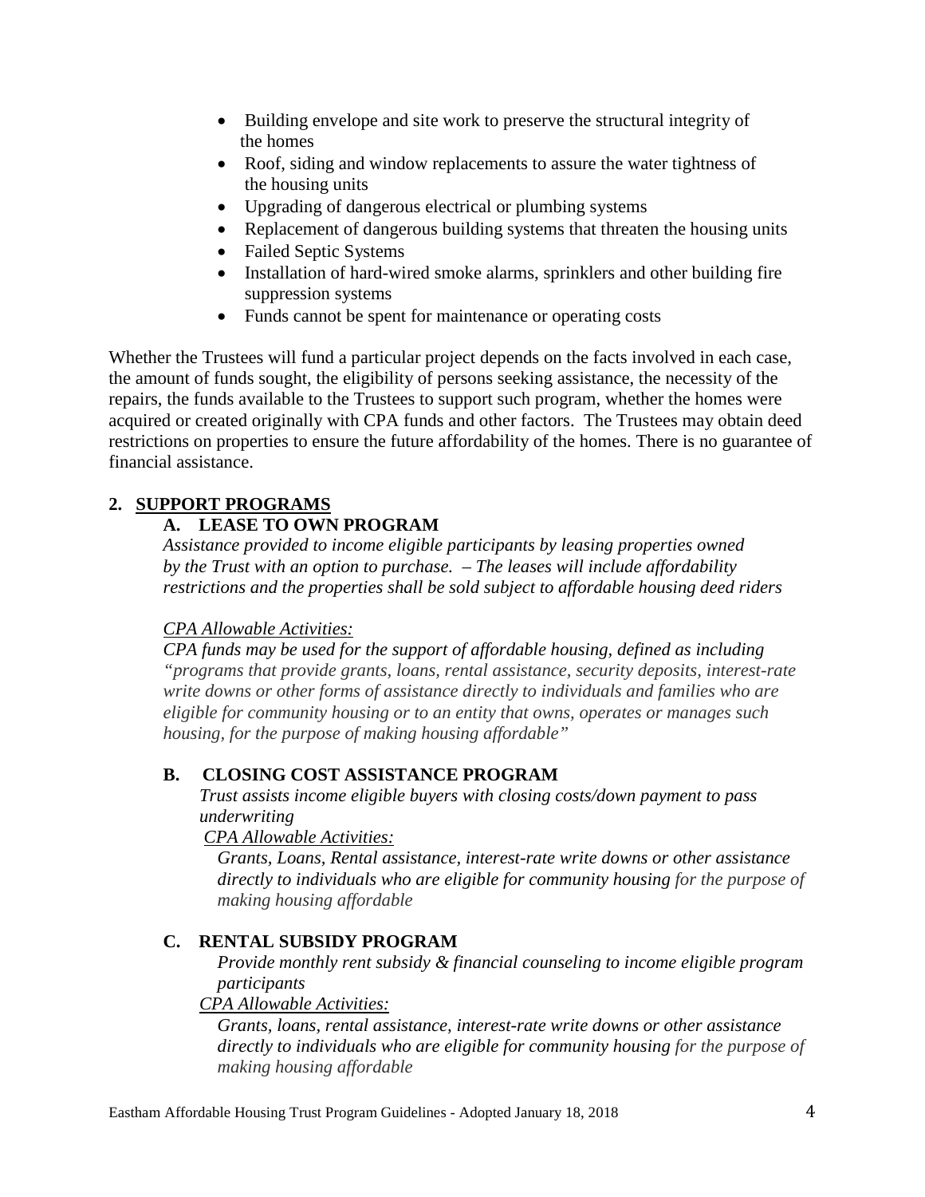- Building envelope and site work to preserve the structural integrity of the homes
- Roof, siding and window replacements to assure the water tightness of the housing units
- Upgrading of dangerous electrical or plumbing systems
- Replacement of dangerous building systems that threaten the housing units
- Failed Septic Systems
- Installation of hard-wired smoke alarms, sprinklers and other building fire suppression systems
- Funds cannot be spent for maintenance or operating costs

Whether the Trustees will fund a particular project depends on the facts involved in each case, the amount of funds sought, the eligibility of persons seeking assistance, the necessity of the repairs, the funds available to the Trustees to support such program, whether the homes were acquired or created originally with CPA funds and other factors. The Trustees may obtain deed restrictions on properties to ensure the future affordability of the homes. There is no guarantee of financial assistance.

## 2. SUPPORT PROGRAMS

### A. LEASE TO OWN PROGRAM

*Assistance provided to income eligible participants by leasing properties owned by the Trust with an option to purchase. – The leases will include affordability restrictions and the properties shall be sold subject to affordable housing deed riders*

*CPA Allowable Activities:*

*CPA funds may be used for the support of affordable housing, defined as including "programs that provide grants, loans, rental assistance, security deposits, interest-rate write downs or other forms of assistance directly to individuals and families who are eligible for community housing or to an entity that owns, operates or manages such housing, for the purpose of making housing affordable"*

### B. CLOSING COST ASSISTANCE PROGRAM

*Trust assists income eligible buyers with closing costs/down payment to pass underwriting*

*CPA Allowable Activities:*

*Grants, Loans, Rental assistance, interest-rate write downs or other assistance directly to individuals who are eligible for community housing for the purpose of making housing affordable*

### C. RENTAL SUBSIDY PROGRAM

*Provide monthly rent subsidy & financial counseling to income eligible program participants*

*CPA Allowable Activities:*

*Grants, loans, rental assistance, interest-rate write downs or other assistance directly to individuals who are eligible for community housing for the purpose of making housing affordable*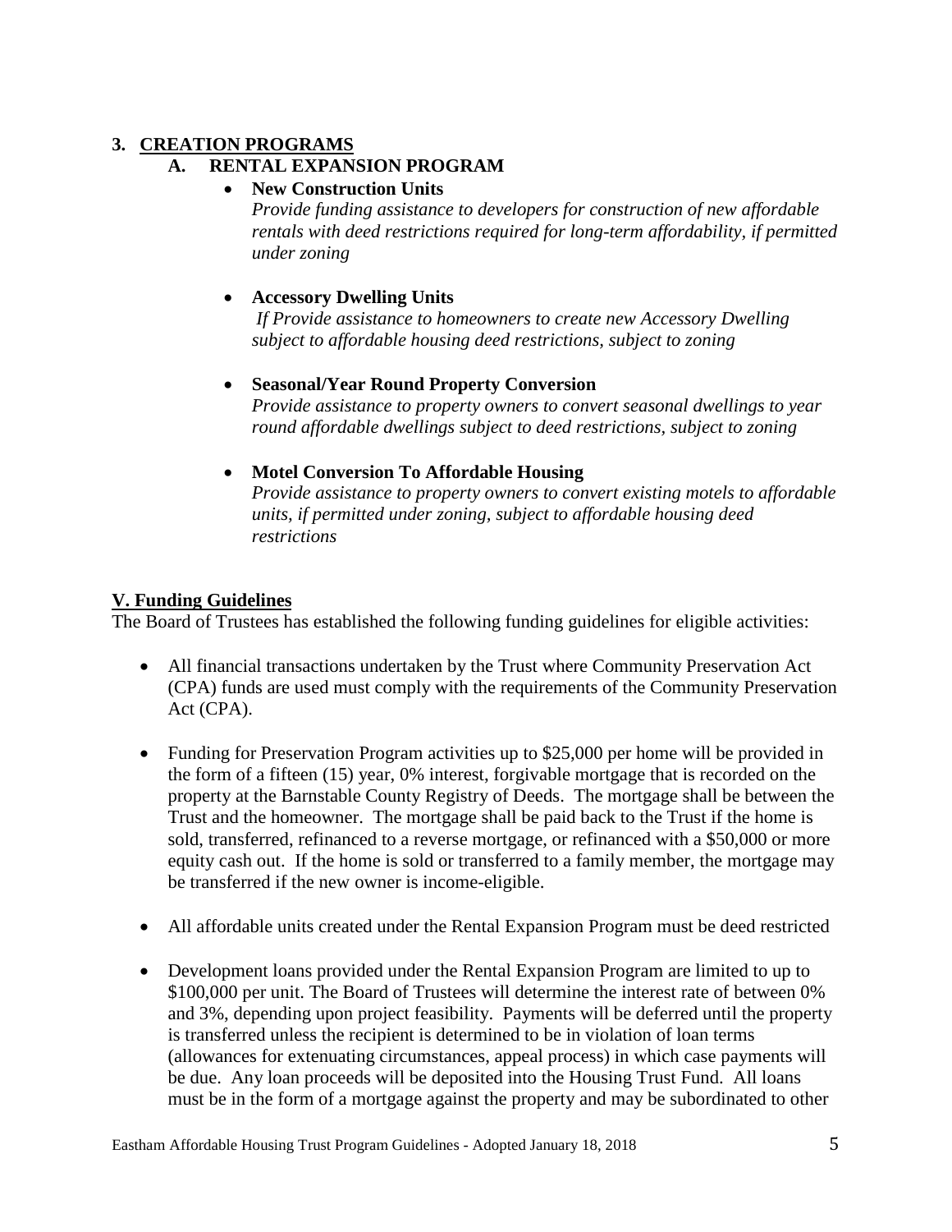## 3. CREATION PROGRAMS

### A. RENTAL EXPANSION PROGRAM

- **New Construction Units**
  *Provide funding assistance to developers for construction of new affordable rentals with deed restrictions required for long-term affordability, if permitted under zoning*

- **Accessory Dwelling Units**
  *If Provide assistance to homeowners to create new Accessory Dwelling subject to affordable housing deed restrictions, subject to zoning*

- **Seasonal/Year Round Property Conversion**
  *Provide assistance to property owners to convert seasonal dwellings to year round affordable dwellings subject to deed restrictions, subject to zoning*

- **Motel Conversion To Affordable Housing**
  *Provide assistance to property owners to convert existing motels to affordable units, if permitted under zoning, subject to affordable housing deed restrictions*

## V. Funding Guidelines

The Board of Trustees has established the following funding guidelines for eligible activities:

- All financial transactions undertaken by the Trust where Community Preservation Act (CPA) funds are used must comply with the requirements of the Community Preservation Act (CPA).

- Funding for Preservation Program activities up to $25,000 per home will be provided in the form of a fifteen (15) year, 0% interest, forgivable mortgage that is recorded on the property at the Barnstable County Registry of Deeds. The mortgage shall be between the Trust and the homeowner. The mortgage shall be paid back to the Trust if the home is sold, transferred, refinanced to a reverse mortgage, or refinanced with a $50,000 or more equity cash out. If the home is sold or transferred to a family member, the mortgage may be transferred if the new owner is income-eligible.

- All affordable units created under the Rental Expansion Program must be deed restricted

- Development loans provided under the Rental Expansion Program are limited to up to $100,000 per unit. The Board of Trustees will determine the interest rate of between 0% and 3%, depending upon project feasibility. Payments will be deferred until the property is transferred unless the recipient is determined to be in violation of loan terms (allowances for extenuating circumstances, appeal process) in which case payments will be due. Any loan proceeds will be deposited into the Housing Trust Fund. All loans must be in the form of a mortgage against the property and may be subordinated to other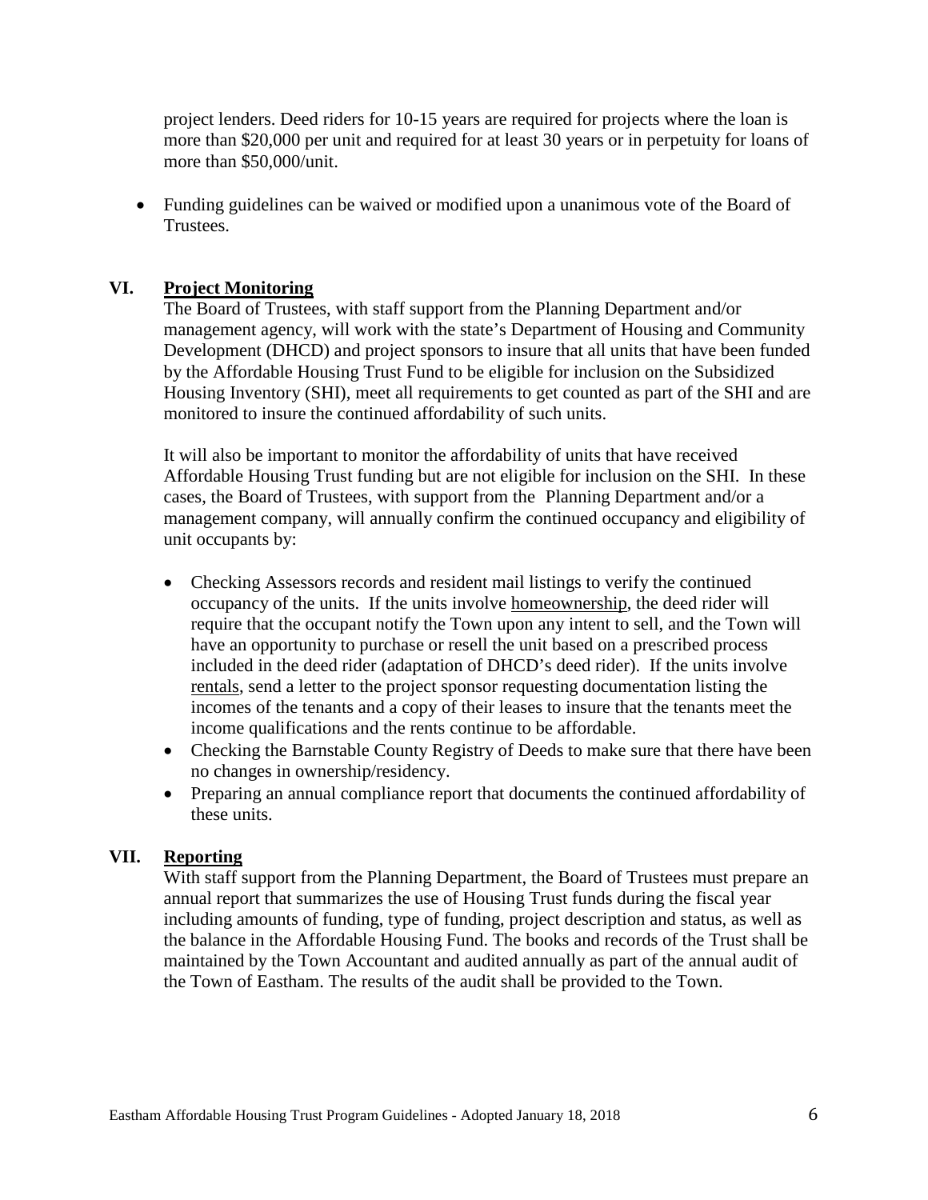project lenders. Deed riders for 10-15 years are required for projects where the loan is more than $20,000 per unit and required for at least 30 years or in perpetuity for loans of more than $50,000/unit.

- Funding guidelines can be waived or modified upon a unanimous vote of the Board of Trustees.

## VI. Project Monitoring

The Board of Trustees, with staff support from the Planning Department and/or management agency, will work with the state's Department of Housing and Community Development (DHCD) and project sponsors to insure that all units that have been funded by the Affordable Housing Trust Fund to be eligible for inclusion on the Subsidized Housing Inventory (SHI), meet all requirements to get counted as part of the SHI and are monitored to insure the continued affordability of such units.

It will also be important to monitor the affordability of units that have received Affordable Housing Trust funding but are not eligible for inclusion on the SHI. In these cases, the Board of Trustees, with support from the Planning Department and/or a management company, will annually confirm the continued occupancy and eligibility of unit occupants by:

- Checking Assessors records and resident mail listings to verify the continued occupancy of the units. If the units involve homeownership, the deed rider will require that the occupant notify the Town upon any intent to sell, and the Town will have an opportunity to purchase or resell the unit based on a prescribed process included in the deed rider (adaptation of DHCD's deed rider). If the units involve rentals, send a letter to the project sponsor requesting documentation listing the incomes of the tenants and a copy of their leases to insure that the tenants meet the income qualifications and the rents continue to be affordable.
- Checking the Barnstable County Registry of Deeds to make sure that there have been no changes in ownership/residency.
- Preparing an annual compliance report that documents the continued affordability of these units.

## VII. Reporting

With staff support from the Planning Department, the Board of Trustees must prepare an annual report that summarizes the use of Housing Trust funds during the fiscal year including amounts of funding, type of funding, project description and status, as well as the balance in the Affordable Housing Fund. The books and records of the Trust shall be maintained by the Town Accountant and audited annually as part of the annual audit of the Town of Eastham. The results of the audit shall be provided to the Town.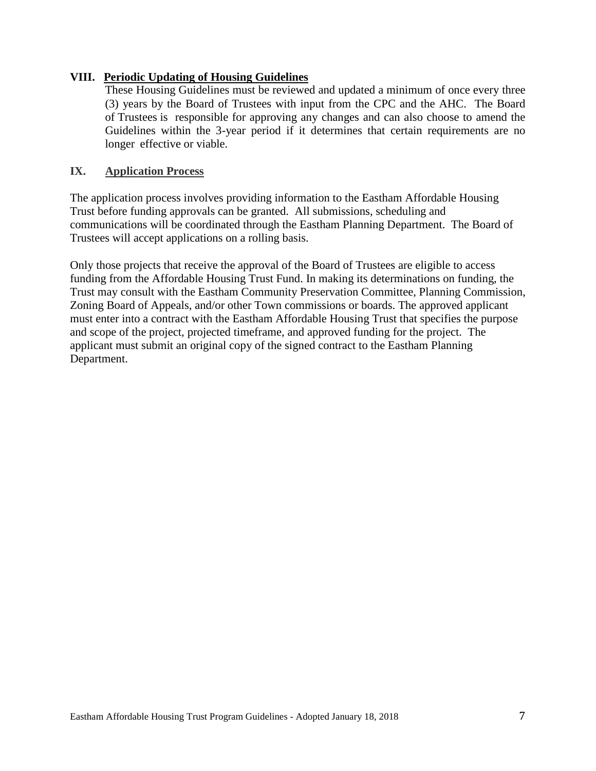## VIII. Periodic Updating of Housing Guidelines

These Housing Guidelines must be reviewed and updated a minimum of once every three (3) years by the Board of Trustees with input from the CPC and the AHC. The Board of Trustees is responsible for approving any changes and can also choose to amend the Guidelines within the 3-year period if it determines that certain requirements are no longer effective or viable.

## IX. Application Process

The application process involves providing information to the Eastham Affordable Housing Trust before funding approvals can be granted. All submissions, scheduling and communications will be coordinated through the Eastham Planning Department. The Board of Trustees will accept applications on a rolling basis.

Only those projects that receive the approval of the Board of Trustees are eligible to access funding from the Affordable Housing Trust Fund. In making its determinations on funding, the Trust may consult with the Eastham Community Preservation Committee, Planning Commission, Zoning Board of Appeals, and/or other Town commissions or boards. The approved applicant must enter into a contract with the Eastham Affordable Housing Trust that specifies the purpose and scope of the project, projected timeframe, and approved funding for the project. The applicant must submit an original copy of the signed contract to the Eastham Planning Department.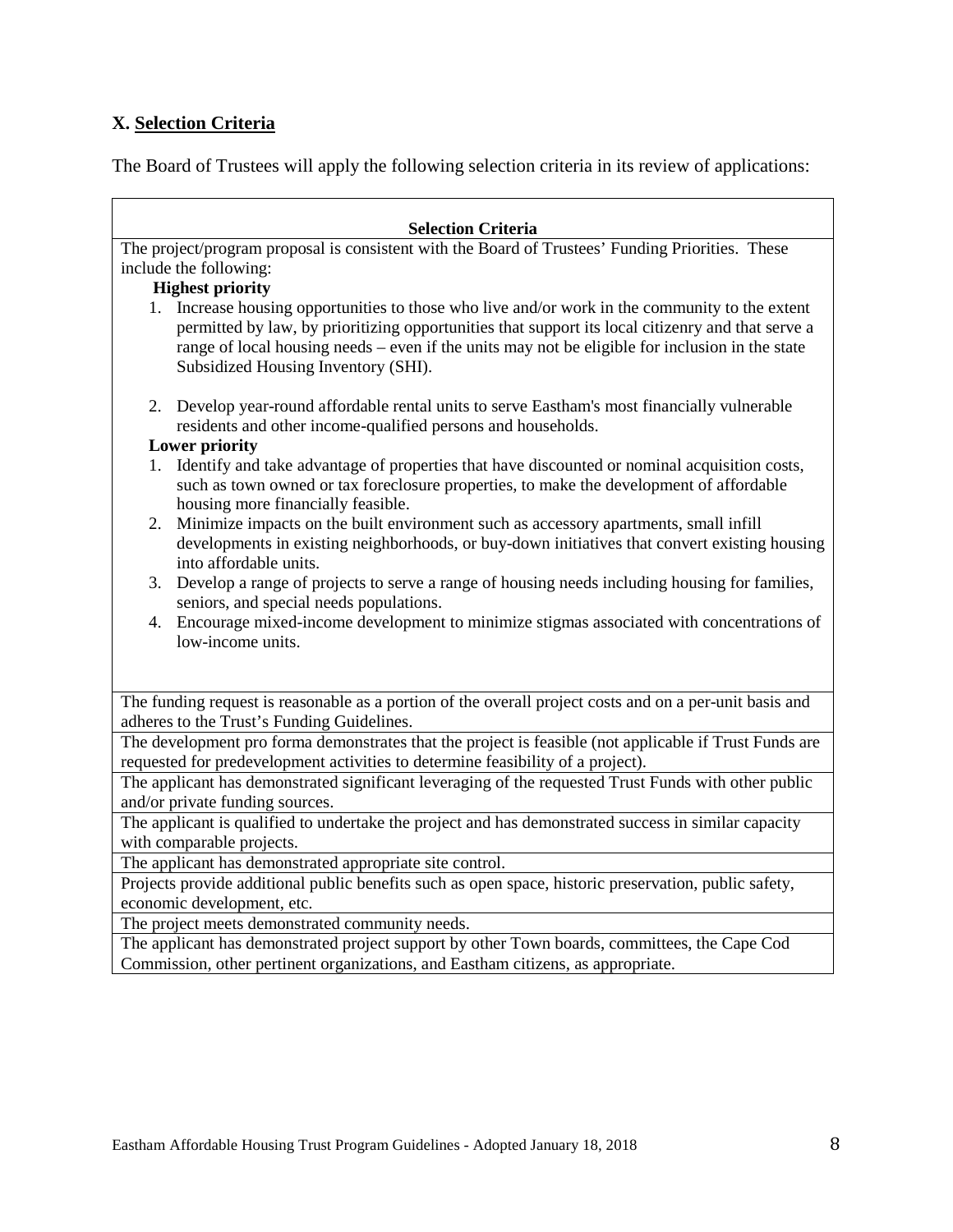## X. Selection Criteria

The Board of Trustees will apply the following selection criteria in its review of applications:

| Selection Criteria |
|---|
| The project/program proposal is consistent with the Board of Trustees' Funding Priorities. These include the following:<br>**Highest priority**<br>1. Increase housing opportunities to those who live and/or work in the community to the extent permitted by law, by prioritizing opportunities that support its local citizenry and that serve a range of local housing needs – even if the units may not be eligible for inclusion in the state Subsidized Housing Inventory (SHI).<br>2. Develop year-round affordable rental units to serve Eastham's most financially vulnerable residents and other income-qualified persons and households.<br>**Lower priority**<br>1. Identify and take advantage of properties that have discounted or nominal acquisition costs, such as town owned or tax foreclosure properties, to make the development of affordable housing more financially feasible.<br>2. Minimize impacts on the built environment such as accessory apartments, small infill developments in existing neighborhoods, or buy-down initiatives that convert existing housing into affordable units.<br>3. Develop a range of projects to serve a range of housing needs including housing for families, seniors, and special needs populations.<br>4. Encourage mixed-income development to minimize stigmas associated with concentrations of low-income units. |
| The funding request is reasonable as a portion of the overall project costs and on a per-unit basis and adheres to the Trust's Funding Guidelines. |
| The development pro forma demonstrates that the project is feasible (not applicable if Trust Funds are requested for predevelopment activities to determine feasibility of a project). |
| The applicant has demonstrated significant leveraging of the requested Trust Funds with other public and/or private funding sources. |
| The applicant is qualified to undertake the project and has demonstrated success in similar capacity with comparable projects. |
| The applicant has demonstrated appropriate site control. |
| Projects provide additional public benefits such as open space, historic preservation, public safety, economic development, etc. |
| The project meets demonstrated community needs. |
| The applicant has demonstrated project support by other Town boards, committees, the Cape Cod Commission, other pertinent organizations, and Eastham citizens, as appropriate. |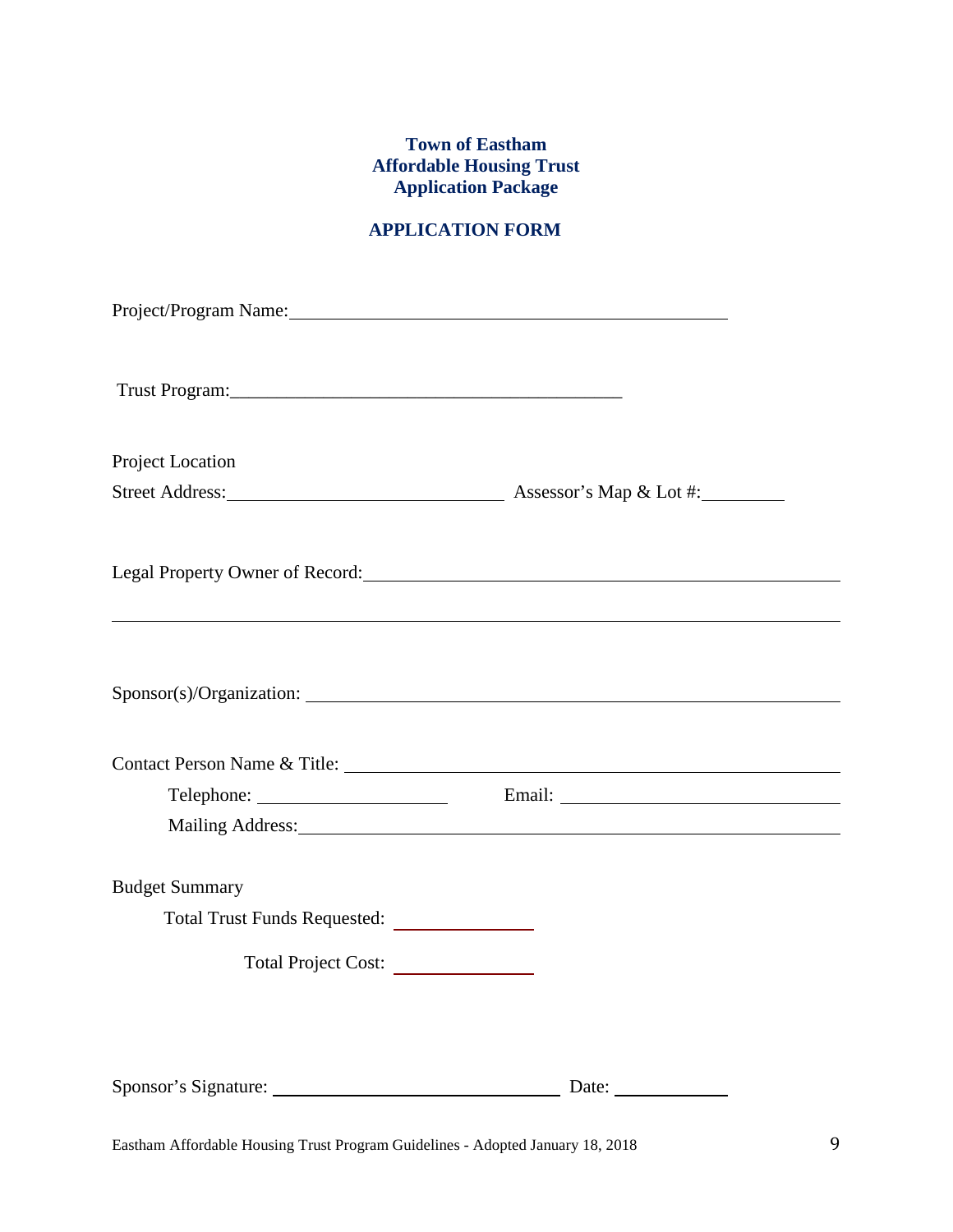**Town of Eastham**
**Affordable Housing Trust**
**Application Package**

## APPLICATION FORM

Project/Program Name:\_\_\_\_\_\_\_\_\_\_\_\_\_\_\_\_\_\_\_\_\_\_\_\_\_\_\_\_\_\_\_\_\_\_\_\_\_\_\_\_\_\_\_\_\_\_

Trust Program:\_\_\_\_\_\_\_\_\_\_\_\_\_\_\_\_\_\_\_\_\_\_\_\_\_\_\_\_\_\_\_\_\_\_\_\_\_\_\_\_\_\_

Project Location

Street Address:\_\_\_\_\_\_\_\_\_\_\_\_\_\_\_\_\_\_\_\_\_\_\_\_\_\_\_\_\_\_ Assessor's Map & Lot #:\_\_\_\_\_\_\_\_\_

Legal Property Owner of Record:\_\_\_\_\_\_\_\_\_\_\_\_\_\_\_\_\_\_\_\_\_\_\_\_\_\_\_\_\_\_\_\_\_\_\_\_\_\_\_\_\_\_\_\_\_\_\_\_\_\_

\_\_\_\_\_\_\_\_\_\_\_\_\_\_\_\_\_\_\_\_\_\_\_\_\_\_\_\_\_\_\_\_\_\_\_\_\_\_\_\_\_\_\_\_\_\_\_\_\_\_\_\_\_\_\_\_\_\_\_\_\_\_\_\_\_\_\_\_\_\_\_\_\_\_\_\_\_\_\_\_

Sponsor(s)/Organization: \_\_\_\_\_\_\_\_\_\_\_\_\_\_\_\_\_\_\_\_\_\_\_\_\_\_\_\_\_\_\_\_\_\_\_\_\_\_\_\_\_\_\_\_\_\_\_\_\_\_\_\_\_\_\_\_

Contact Person Name & Title: \_\_\_\_\_\_\_\_\_\_\_\_\_\_\_\_\_\_\_\_\_\_\_\_\_\_\_\_\_\_\_\_\_\_\_\_\_\_\_\_\_\_\_\_\_\_\_\_\_\_\_

Telephone: \_\_\_\_\_\_\_\_\_\_\_\_\_\_\_\_\_\_\_\_\_\_ Email: \_\_\_\_\_\_\_\_\_\_\_\_\_\_\_\_\_\_\_\_\_\_\_\_\_\_\_\_\_\_\_\_

Mailing Address:\_\_\_\_\_\_\_\_\_\_\_\_\_\_\_\_\_\_\_\_\_\_\_\_\_\_\_\_\_\_\_\_\_\_\_\_\_\_\_\_\_\_\_\_\_\_\_\_\_\_\_\_\_\_\_\_\_\_\_\_

Budget Summary

Total Trust Funds Requested: \_\_\_\_\_\_\_\_\_\_\_\_\_\_\_\_

Total Project Cost: \_\_\_\_\_\_\_\_\_\_\_\_\_\_\_\_

Sponsor's Signature: \_\_\_\_\_\_\_\_\_\_\_\_\_\_\_\_\_\_\_\_\_\_\_\_\_\_\_\_\_\_\_\_\_\_ Date: \_\_\_\_\_\_\_\_\_\_\_\_\_

Eastham Affordable Housing Trust Program Guidelines - Adopted January 18, 2018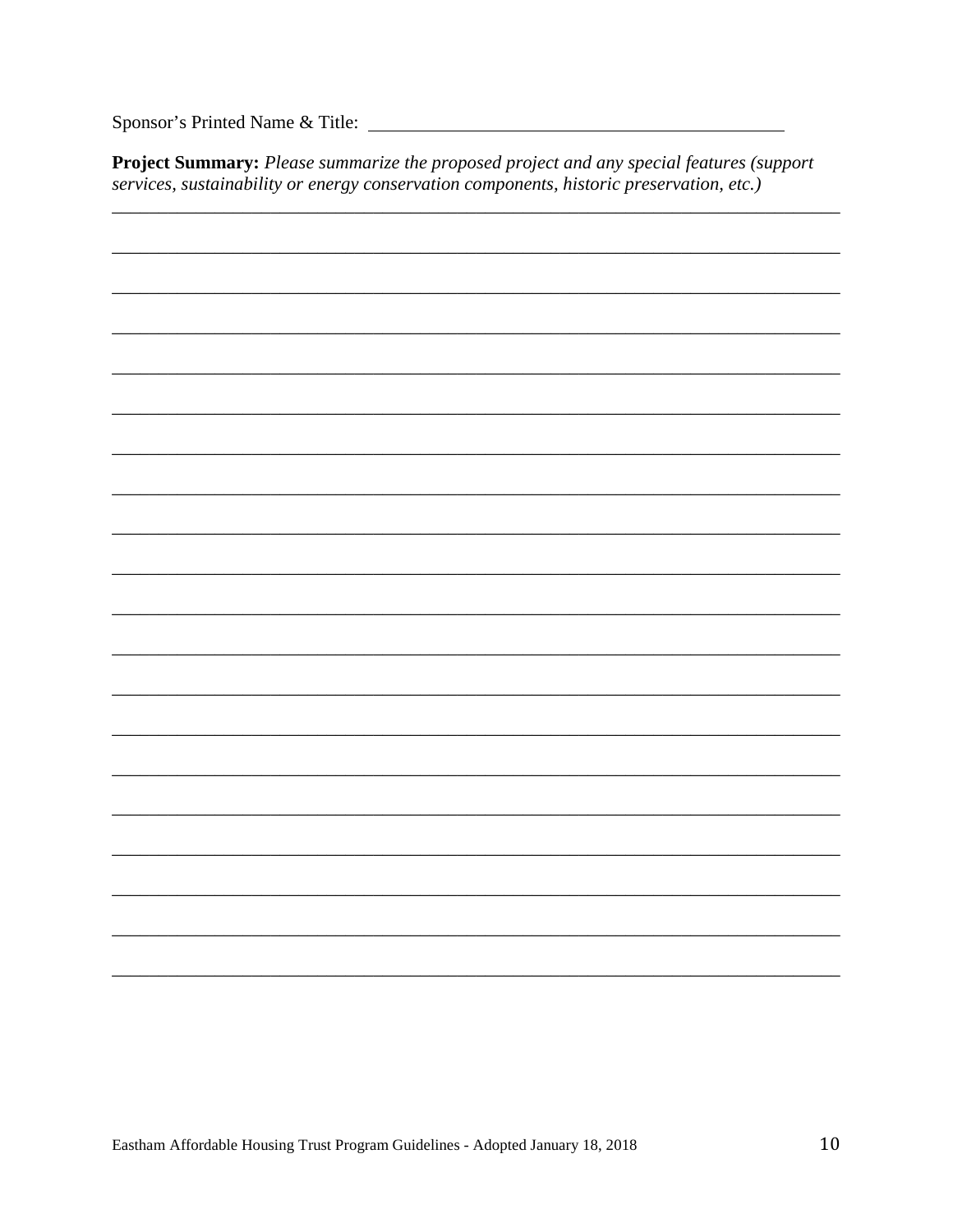Sponsor's Printed Name & Title: ___________________________________________

**Project Summary:** *Please summarize the proposed project and any special features (support services, sustainability or energy conservation components, historic preservation, etc.)*

_____________________________________________________________________________

_____________________________________________________________________________

_____________________________________________________________________________

_____________________________________________________________________________

_____________________________________________________________________________

_____________________________________________________________________________

_____________________________________________________________________________

_____________________________________________________________________________

_____________________________________________________________________________

_____________________________________________________________________________

_____________________________________________________________________________

_____________________________________________________________________________

_____________________________________________________________________________

_____________________________________________________________________________

_____________________________________________________________________________

_____________________________________________________________________________

_____________________________________________________________________________

_____________________________________________________________________________

_____________________________________________________________________________

_____________________________________________________________________________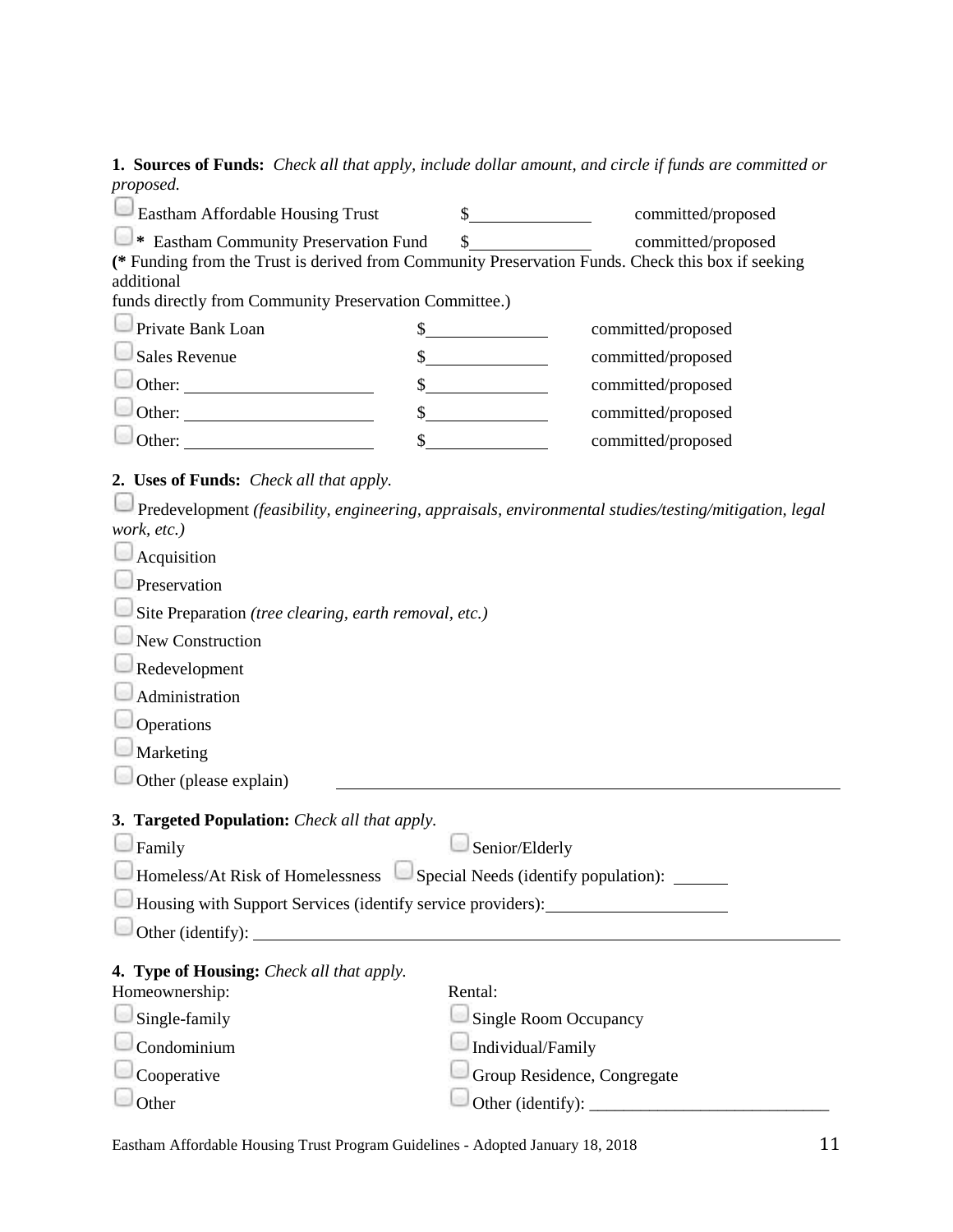**1. Sources of Funds:** *Check all that apply, include dollar amount, and circle if funds are committed or proposed.*

☐ Eastham Affordable Housing Trust $\_\_\_\_\_\_\_\_\_\_\_\_ committed/proposed

☐ **\*** Eastham Community Preservation Fund $\_\_\_\_\_\_\_\_\_\_\_\_ committed/proposed

**(\*** Funding from the Trust is derived from Community Preservation Funds. Check this box if seeking additional funds directly from Community Preservation Committee.)

☐ Private Bank Loan $\_\_\_\_\_\_\_\_\_\_\_\_ committed/proposed

☐ Sales Revenue $\_\_\_\_\_\_\_\_\_\_\_\_ committed/proposed

☐ Other: \_\_\_\_\_\_\_\_\_\_\_\_\_\_\_\_\_\_ $\_\_\_\_\_\_\_\_\_\_\_\_ committed/proposed

☐ Other: \_\_\_\_\_\_\_\_\_\_\_\_\_\_\_\_\_\_ $\_\_\_\_\_\_\_\_\_\_\_\_ committed/proposed

☐ Other: \_\_\_\_\_\_\_\_\_\_\_\_\_\_\_\_\_\_ $\_\_\_\_\_\_\_\_\_\_\_\_ committed/proposed

**2. Uses of Funds:** *Check all that apply.*

☐ Predevelopment *(feasibility, engineering, appraisals, environmental studies/testing/mitigation, legal work, etc.)*

☐ Acquisition

☐ Preservation

☐ Site Preparation *(tree clearing, earth removal, etc.)*

☐ New Construction

☐ Redevelopment

☐ Administration

☐ Operations

☐ Marketing

☐ Other (please explain) \_\_\_\_\_\_\_\_\_\_\_\_\_\_\_\_\_\_\_\_\_\_\_\_\_\_\_\_\_\_\_\_\_\_\_\_\_\_\_\_

**3. Targeted Population:** *Check all that apply.*

☐ Family ☐ Senior/Elderly

☐ Homeless/At Risk of Homelessness ☐ Special Needs (identify population): \_\_\_\_\_\_

☐ Housing with Support Services (identify service providers):\_\_\_\_\_\_\_\_\_\_\_\_\_\_\_\_\_\_\_\_

☐ Other (identify): \_\_\_\_\_\_\_\_\_\_\_\_\_\_\_\_\_\_\_\_\_\_\_\_\_\_\_\_\_\_\_\_\_\_\_\_\_\_\_\_\_\_\_\_\_\_\_\_\_\_\_\_\_\_\_\_\_\_

**4. Type of Housing:** *Check all that apply.*

Homeownership:

☐ Single-family

☐ Condominium

☐ Cooperative

☐ Other

Rental:

☐ Single Room Occupancy

☐ Individual/Family

☐ Group Residence, Congregate

☐ Other (identify): \_\_\_\_\_\_\_\_\_\_\_\_\_\_\_\_\_\_\_\_\_\_\_\_\_\_\_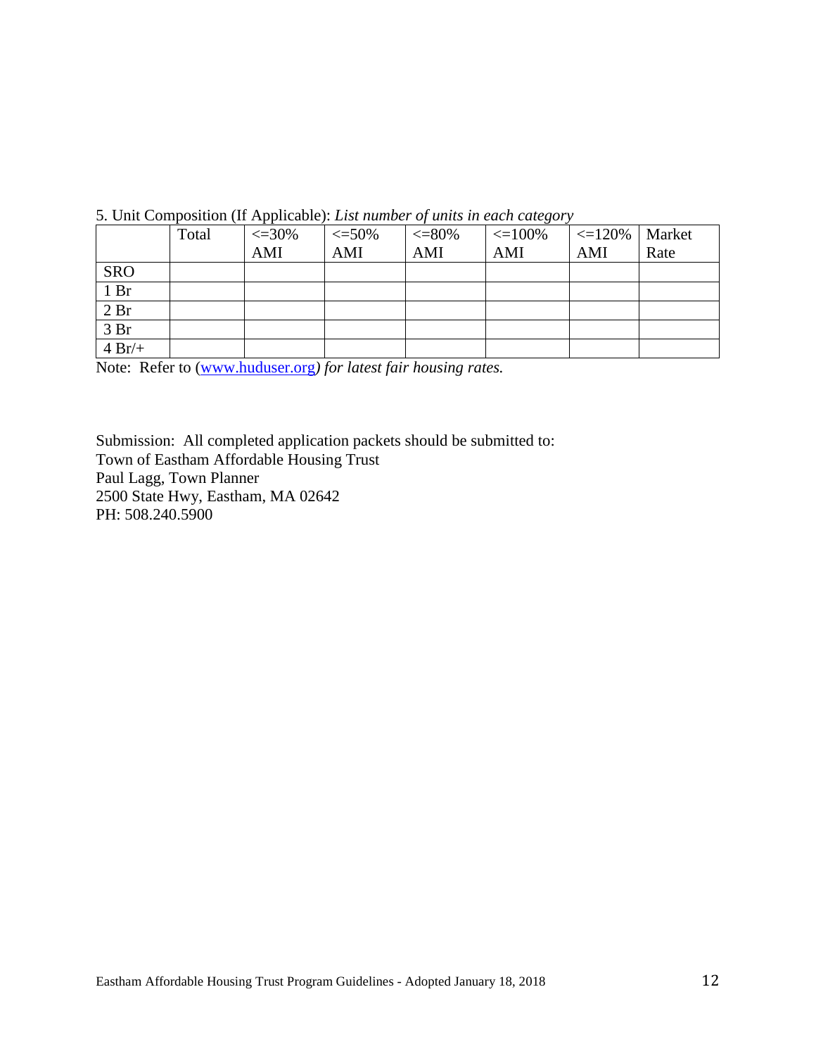5. Unit Composition (If Applicable): *List number of units in each category*

| | Total | <=30% AMI | <=50% AMI | <=80% AMI | <=100% AMI | <=120% AMI | Market Rate |
|---|---|---|---|---|---|---|---|
| SRO | | | | | | | |
| 1 Br | | | | | | | |
| 2 Br | | | | | | | |
| 3 Br | | | | | | | |
| 4 Br/+ | | | | | | | |

Note: Refer to (www.huduser.org*) for latest fair housing rates.*

Submission: All completed application packets should be submitted to:
Town of Eastham Affordable Housing Trust
Paul Lagg, Town Planner
2500 State Hwy, Eastham, MA 02642
PH: 508.240.5900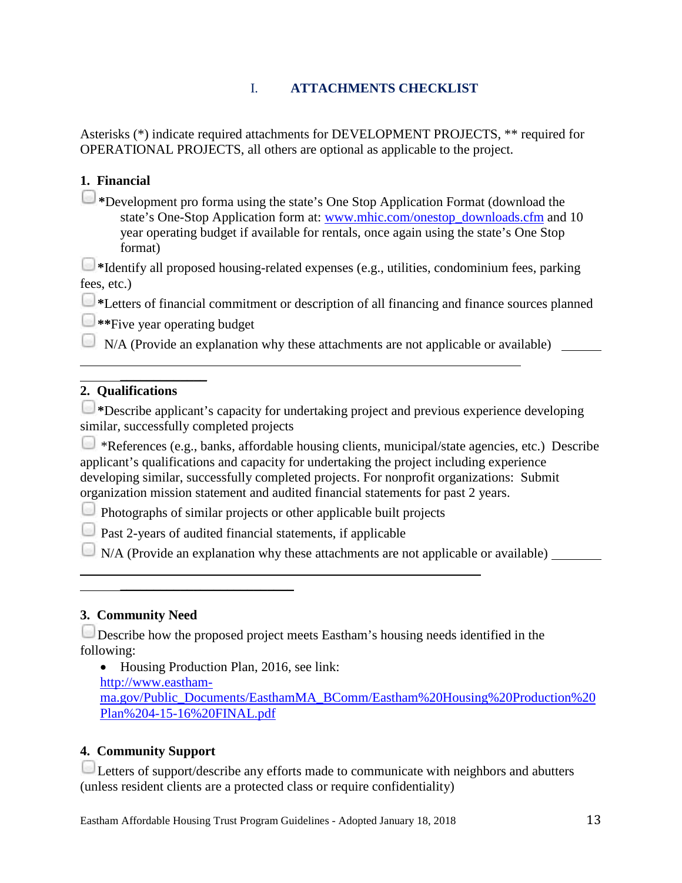## I. ATTACHMENTS CHECKLIST

Asterisks (*) indicate required attachments for DEVELOPMENT PROJECTS, ** required for OPERATIONAL PROJECTS, all others are optional as applicable to the project.

### 1. Financial

- ☐ ***Development pro forma using the state's One Stop Application Format (download the state's One-Stop Application form at: [www.mhic.com/onestop_downloads.cfm](www.mhic.com/onestop_downloads.cfm) and 10 year operating budget if available for rentals, once again using the state's One Stop format)
- ☐ ***Identify all proposed housing-related expenses (e.g., utilities, condominium fees, parking fees, etc.)
- ☐ ***Letters of financial commitment or description of all financing and finance sources planned
- ☐ ****Five year operating budget
- ☐ N/A (Provide an explanation why these attachments are not applicable or available) ______

______________________________________________________________________

### 2. Qualifications

- ☐ ***Describe applicant's capacity for undertaking project and previous experience developing similar, successfully completed projects
- ☐ *References (e.g., banks, affordable housing clients, municipal/state agencies, etc.) Describe applicant's qualifications and capacity for undertaking the project including experience developing similar, successfully completed projects. For nonprofit organizations: Submit organization mission statement and audited financial statements for past 2 years.
- ☐ Photographs of similar projects or other applicable built projects
- ☐ Past 2-years of audited financial statements, if applicable
- ☐ N/A (Provide an explanation why these attachments are not applicable or available) ________

______________________________________________________________________

### 3. Community Need

☐ Describe how the proposed project meets Eastham's housing needs identified in the following:

- Housing Production Plan, 2016, see link: [http://www.eastham-ma.gov/Public_Documents/EasthamMA_BComm/Eastham%20Housing%20Production%20Plan%204-15-16%20FINAL.pdf](http://www.eastham-ma.gov/Public_Documents/EasthamMA_BComm/Eastham%20Housing%20Production%20Plan%204-15-16%20FINAL.pdf)

### 4. Community Support

☐ Letters of support/describe any efforts made to communicate with neighbors and abutters (unless resident clients are a protected class or require confidentiality)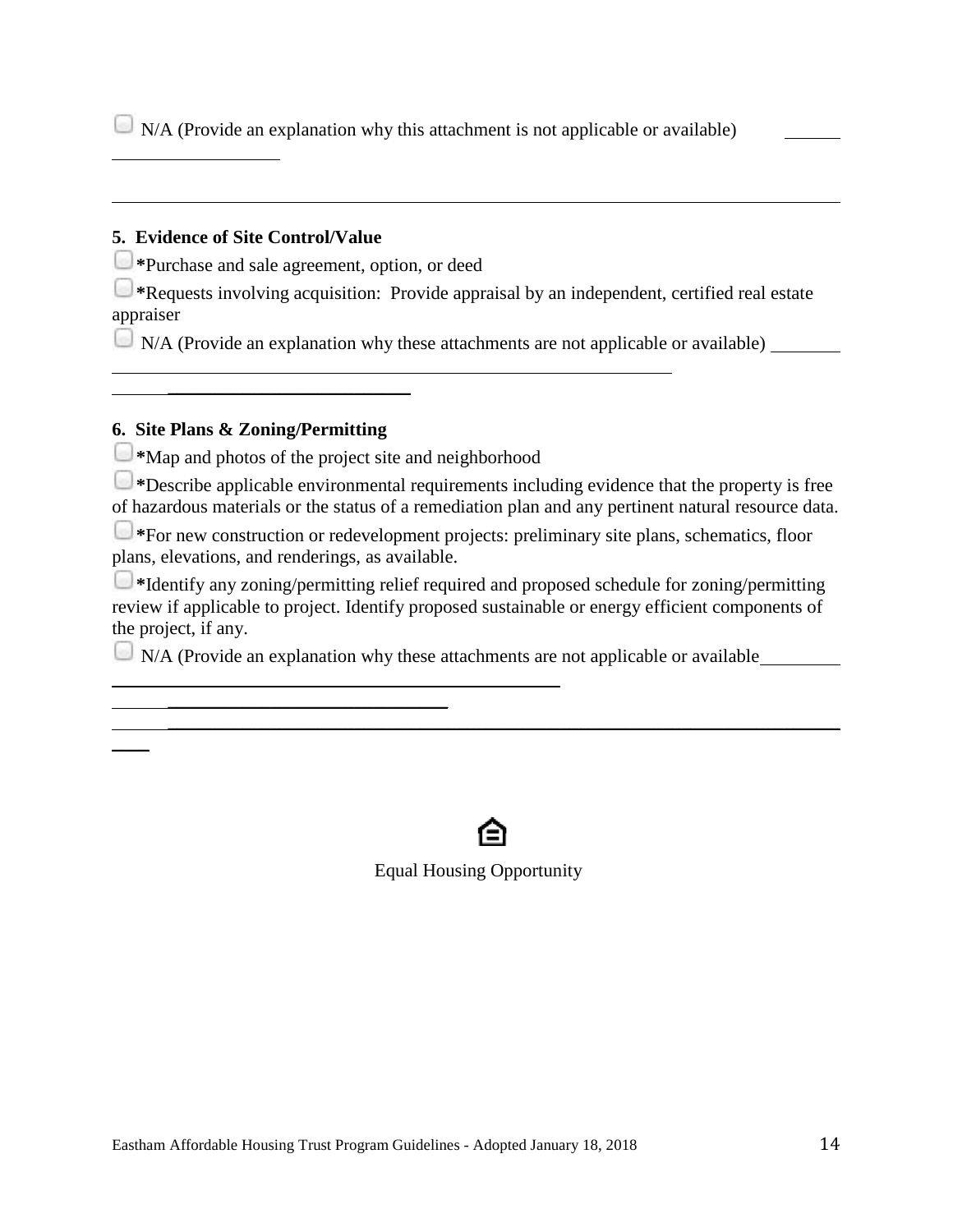☐ N/A (Provide an explanation why this attachment is not applicable or available) ______

______

**5. Evidence of Site Control/Value**

☐ ***Purchase and sale agreement, option, or deed**

☐ ***Requests involving acquisition: Provide appraisal by an independent, certified real estate appraiser**

☐ N/A (Provide an explanation why these attachments are not applicable or available) ______

______

**6. Site Plans & Zoning/Permitting**

☐ ***Map and photos of the project site and neighborhood**

☐ ***Describe applicable environmental requirements including evidence that the property is free of hazardous materials or the status of a remediation plan and any pertinent natural resource data.**

☐ ***For new construction or redevelopment projects: preliminary site plans, schematics, floor plans, elevations, and renderings, as available.**

☐ ***Identify any zoning/permitting relief required and proposed schedule for zoning/permitting review if applicable to project. Identify proposed sustainable or energy efficient components of the project, if any.**

☐ N/A (Provide an explanation why these attachments are not applicable or available ______

______

Equal Housing Opportunity